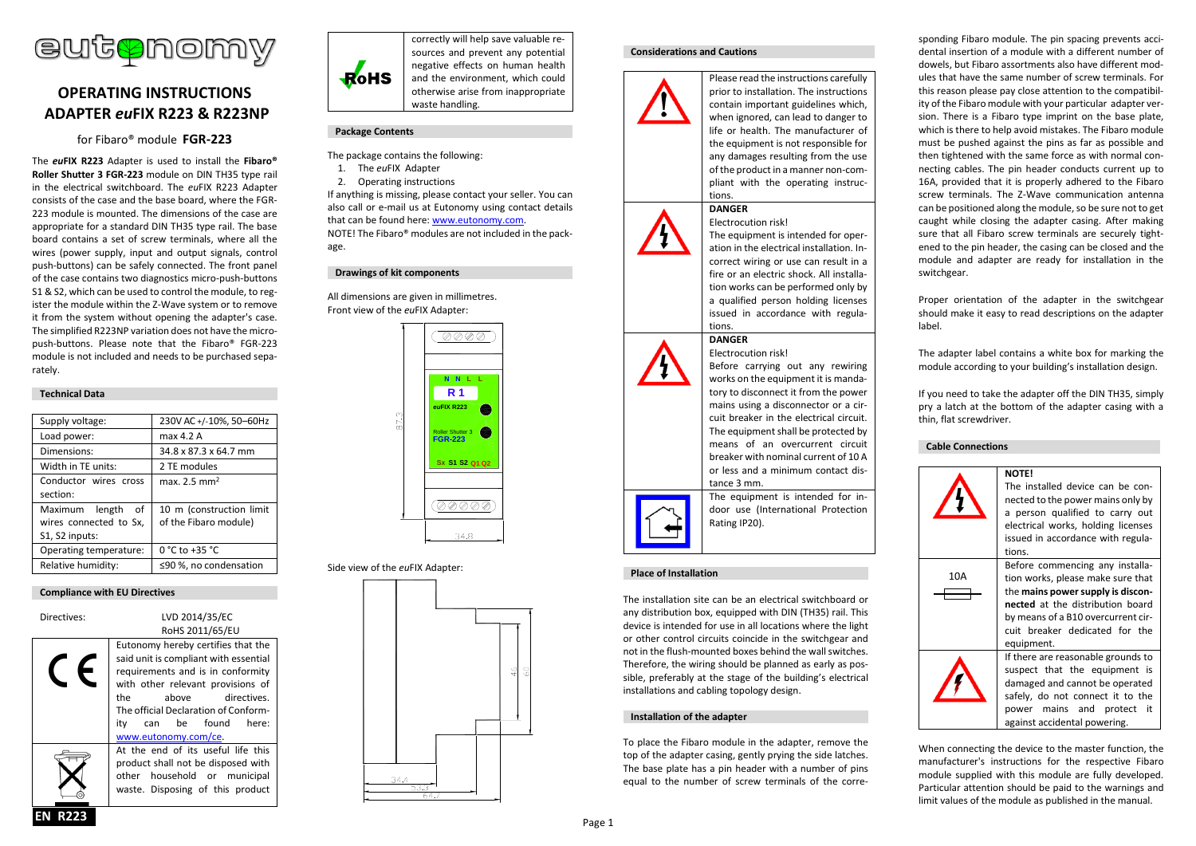# OPERATING INSTRUCTIONS
# ADAPTER *eu*FIX R223 & R223NP

for Fibaro® module **FGR-223**

The ***eu*FIX R223** Adapter is used to install the **Fibaro® Roller Shutter 3 FGR-223** module on DIN TH35 type rail in the electrical switchboard. The *eu*FIX R223 Adapter consists of the case and the base board, where the FGR-223 module is mounted. The dimensions of the case are appropriate for a standard DIN TH35 type rail. The base board contains a set of screw terminals, where all the wires (power supply, input and output signals, control push-buttons) can be safely connected. The front panel of the case contains two diagnostics micro-push-buttons S1 & S2, which can be used to control the module, to register the module within the Z-Wave system or to remove it from the system without opening the adapter's case. The simplified R223NP variation does not have the micro-push-buttons. Please note that the Fibaro® FGR-223 module is not included and needs to be purchased separately.

## Technical Data

| | |
|---|---|
| Supply voltage: | 230V AC +/-10%, 50–60Hz |
| Load power: | max 4.2 A |
| Dimensions: | 34.8 x 87.3 x 64.7 mm |
| Width in TE units: | 2 TE modules |
| Conductor wires cross section: | max. 2.5 mm² |
| Maximum length of wires connected to Sx, S1, S2 inputs: | 10 m (construction limit of the Fibaro module) |
| Operating temperature: | 0 °C to +35 °C |
| Relative humidity: | ≤90 %, no condensation |

## Compliance with EU Directives

Directives: LVD 2014/35/EC
RoHS 2011/65/EU

| | |
|---|---|
| CE | Eutonomy hereby certifies that the said unit is compliant with essential requirements and is in conformity with other relevant provisions of the above directives. The official Declaration of Conformity can be found here: www.eutonomy.com/ce. |
| | At the end of its useful life this product shall not be disposed with other household or municipal waste. Disposing of this product correctly will help save valuable resources and prevent any potential negative effects on human health and the environment, which could otherwise arise from inappropriate waste handling. |
| RoHS | |

## Package Contents

The package contains the following:

1. The *eu*FIX Adapter
2. Operating instructions

If anything is missing, please contact your seller. You can also call or e-mail us at Eutonomy using contact details that can be found here: www.eutonomy.com.

NOTE! The Fibaro® modules are not included in the package.

## Drawings of kit components

All dimensions are given in millimetres.

Front view of the *eu*FIX Adapter:

N N L L
R 1
euFIX R223
Roller Shutter 3
FGR-223
Sx S1 S2 Q1 Q2
87.3
34.8

Side view of the *eu*FIX Adapter:

45
60
34.4
58.3
64.7

## Considerations and Cautions

| | |
|---|---|
| | Please read the instructions carefully prior to installation. The instructions contain important guidelines which, when ignored, can lead to danger to life or health. The manufacturer of the equipment is not responsible for any damages resulting from the use of the product in a manner non-compliant with the operating instructions. |
| | **DANGER** Electrocution risk! The equipment is intended for operation in the electrical installation. Incorrect wiring or use can result in a fire or an electric shock. All installation works can be performed only by a qualified person holding licenses issued in accordance with regulations. |
| | **DANGER** Electrocution risk! Before carrying out any rewiring works on the equipment it is mandatory to disconnect it from the power mains using a disconnector or a circuit breaker in the electrical circuit. The equipment shall be protected by means of an overcurrent circuit breaker with nominal current of 10 A or less and a minimum contact distance 3 mm. |
| | The equipment is intended for indoor use (International Protection Rating IP20). |

## Place of Installation

The installation site can be an electrical switchboard or any distribution box, equipped with DIN (TH35) rail. This device is intended for use in all locations where the light or other control circuits coincide in the switchgear and not in the flush-mounted boxes behind the wall switches. Therefore, the wiring should be planned as early as possible, preferably at the stage of the building's electrical installations and cabling topology design.

## Installation of the adapter

To place the Fibaro module in the adapter, remove the top of the adapter casing, gently prying the side latches. The base plate has a pin header with a number of pins equal to the number of screw terminals of the corresponding Fibaro module. The pin spacing prevents accidental insertion of a module with a different number of dowels, but Fibaro assortments also have different modules that have the same number of screw terminals. For this reason please pay close attention to the compatibility of the Fibaro module with your particular adapter version. There is a Fibaro type imprint on the base plate, which is there to help avoid mistakes. The Fibaro module must be pushed against the pins as far as possible and then tightened with the same force as with normal connecting cables. The pin header conducts current up to 16A, provided that it is properly adhered to the Fibaro screw terminals. The Z-Wave communication antenna can be positioned along the module, so be sure not to get caught while closing the adapter casing. After making sure that all Fibaro screw terminals are securely tightened to the pin header, the casing can be closed and the module and adapter are ready for installation in the switchgear.

Proper orientation of the adapter in the switchgear should make it easy to read descriptions on the adapter label.

The adapter label contains a white box for marking the module according to your building's installation design.

If you need to take the adapter off the DIN TH35, simply pry a latch at the bottom of the adapter casing with a thin, flat screwdriver.

## Cable Connections

| | |
|---|---|
| | **NOTE!** The installed device can be connected to the power mains only by a person qualified to carry out electrical works, holding licenses issued in accordance with regulations. |
| 10A | Before commencing any installation works, please make sure that the **mains power supply is disconnected** at the distribution board by means of a B10 overcurrent circuit breaker dedicated for the equipment. |
| | If there are reasonable grounds to suspect that the equipment is damaged and cannot be operated safely, do not connect it to the power mains and protect it against accidental powering. |

When connecting the device to the master function, the manufacturer's instructions for the respective Fibaro module supplied with this module are fully developed. Particular attention should be paid to the warnings and limit values of the module as published in the manual.

EN R223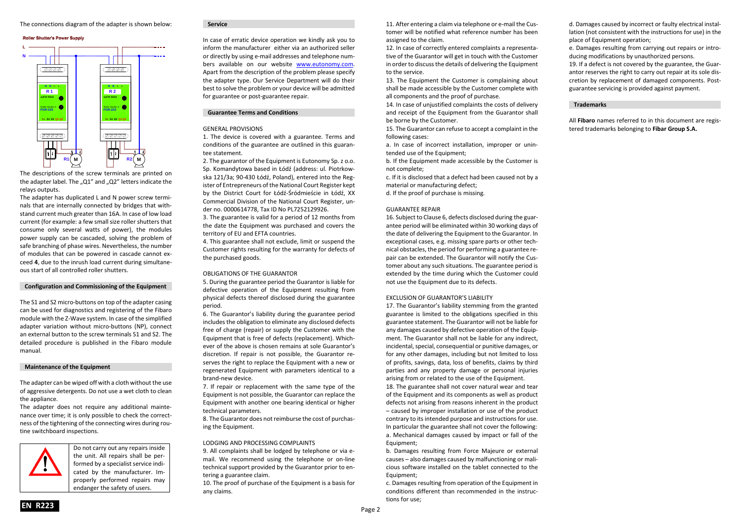The connections diagram of the adapter is shown below:

Roller Shutter's Power Supply

L
N
R 1
R 2
R1
M
R2
M

The descriptions of the screw terminals are printed on the adapter label. The „Q1" and „Q2" letters indicate the relays outputs.

The adapter has duplicated L and N power screw terminals that are internally connected by bridges that withstand current much greater than 16A. In case of low load current (for example: a few small size roller shutters that consume only several watts of power), the modules power supply can be cascaded, solving the problem of safe branching of phase wires. Nevertheless, the number of modules that can be powered in cascade cannot exceed **4**, due to the inrush load current during simultaneous start of all controlled roller shutters.

## Configuration and Commissioning of the Equipment

The S1 and S2 micro-buttons on top of the adapter casing can be used for diagnostics and registering of the Fibaro module with the Z-Wave system. In case of the simplified adapter variation without micro-buttons (NP), connect an external button to the screw terminals S1 and S2. The detailed procedure is published in the Fibaro module manual.

## Maintenance of the Equipment

The adapter can be wiped off with a cloth without the use of aggressive detergents. Do not use a wet cloth to clean the appliance.

The adapter does not require any additional maintenance over time; it is only possible to check the correctness of the tightening of the connecting wires during routine switchboard inspections.

Do not carry out any repairs inside the unit. All repairs shall be performed by a specialist service indicated by the manufacturer. Improperly performed repairs may endanger the safety of users.

**EN R223**

## Service

In case of erratic device operation we kindly ask you to inform the manufacturer either via an authorized seller or directly by using e-mail addresses and telephone numbers available on our website www.eutonomy.com. Apart from the description of the problem please specify the adapter type. Our Service Department will do their best to solve the problem or your device will be admitted for guarantee or post-guarantee repair.

## Guarantee Terms and Conditions

GENERAL PROVISIONS

1. The device is covered with a guarantee. Terms and conditions of the guarantee are outlined in this guarantee statement.
2. The guarantor of the Equipment is Eutonomy Sp. z o.o. Sp. Komandytowa based in Łódź (address: ul. Piotrkowska 121/3a; 90-430 Łódź, Poland), entered into the Register of Entrepreneurs of the National Court Register kept by the District Court for Łódź-Śródmieście in Łódź, XX Commercial Division of the National Court Register, under no. 0000614778, Tax ID No PL7252129926.
3. The guarantee is valid for a period of 12 months from the date the Equipment was purchased and covers the territory of EU and EFTA countries.
4. This guarantee shall not exclude, limit or suspend the Customer rights resulting for the warranty for defects of the purchased goods.

OBLIGATIONS OF THE GUARANTOR

5. During the guarantee period the Guarantor is liable for defective operation of the Equipment resulting from physical defects thereof disclosed during the guarantee period.
6. The Guarantor's liability during the guarantee period includes the obligation to eliminate any disclosed defects free of charge (repair) or supply the Customer with the Equipment that is free of defects (replacement). Whichever of the above is chosen remains at sole Guarantor's discretion. If repair is not possible, the Guarantor reserves the right to replace the Equipment with a new or regenerated Equipment with parameters identical to a brand-new device.
7. If repair or replacement with the same type of the Equipment is not possible, the Guarantor can replace the Equipment with another one bearing identical or higher technical parameters.
8. The Guarantor does not reimburse the cost of purchasing the Equipment.

LODGING AND PROCESSING COMPLAINTS

9. All complaints shall be lodged by telephone or via e-mail. We recommend using the telephone or on-line technical support provided by the Guarantor prior to entering a guarantee claim.
10. The proof of purchase of the Equipment is a basis for any claims.
11. After entering a claim via telephone or e-mail the Customer will be notified what reference number has been assigned to the claim.
12. In case of correctly entered complaints a representative of the Guarantor will get in touch with the Customer in order to discuss the details of delivering the Equipment to the service.
13. The Equipment the Customer is complaining about shall be made accessible by the Customer complete with all components and the proof of purchase.
14. In case of unjustified complaints the costs of delivery and receipt of the Equipment from the Guarantor shall be borne by the Customer.
15. The Guarantor can refuse to accept a complaint in the following cases:
   a. In case of incorrect installation, improper or unintended use of the Equipment;
   b. If the Equipment made accessible by the Customer is not complete;
   c. If it is disclosed that a defect had been caused not by a material or manufacturing defect;
   d. If the proof of purchase is missing.

GUARANTEE REPAIR

16. Subject to Clause 6, defects disclosed during the guarantee period will be eliminated within 30 working days of the date of delivering the Equipment to the Guarantor. In exceptional cases, e.g. missing spare parts or other technical obstacles, the period for performing a guarantee repair can be extended. The Guarantor will notify the Customer about any such situations. The guarantee period is extended by the time during which the Customer could not use the Equipment due to its defects.

EXCLUSION OF GUARANTOR'S LIABILITY

17. The Guarantor's liability stemming from the granted guarantee is limited to the obligations specified in this guarantee statement. The Guarantor will not be liable for any damages caused by defective operation of the Equipment. The Guarantor shall not be liable for any indirect, incidental, special, consequential or punitive damages, or for any other damages, including but not limited to loss of profits, savings, data, loss of benefits, claims by third parties and any property damage or personal injuries arising from or related to the use of the Equipment.
18. The guarantee shall not cover natural wear and tear of the Equipment and its components as well as product defects not arising from reasons inherent in the product – caused by improper installation or use of the product contrary to its intended purpose and instructions for use. In particular the guarantee shall not cover the following:
   a. Mechanical damages caused by impact or fall of the Equipment;
   b. Damages resulting from Force Majeure or external causes – also damages caused by malfunctioning or malicious software installed on the tablet connected to the Equipment;
   c. Damages resulting from operation of the Equipment in conditions different than recommended in the instructions for use;
   d. Damages caused by incorrect or faulty electrical installation (not consistent with the instructions for use) in the place of Equipment operation;
   e. Damages resulting from carrying out repairs or introducing modifications by unauthorized persons.
19. If a defect is not covered by the guarantee, the Guarantor reserves the right to carry out repair at its sole discretion by replacement of damaged components. Post-guarantee servicing is provided against payment.

## Trademarks

All **Fibaro** names referred to in this document are registered trademarks belonging to **Fibar Group S.A.**